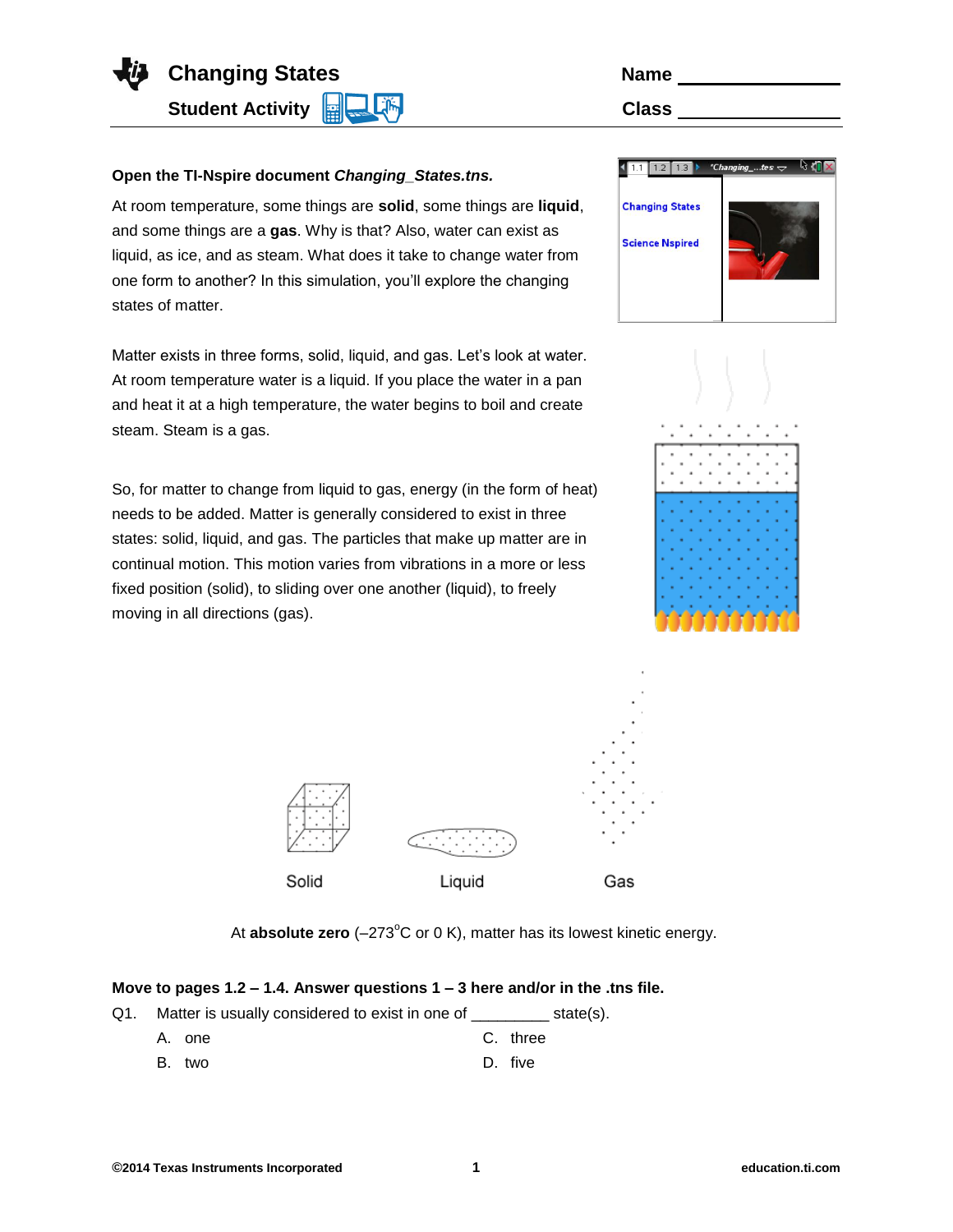# Changing States

## Student Activity

Name ____________

Class ____________

**Open the TI-Nspire document *Changing_States.tns.***

At room temperature, some things are **solid**, some things are **liquid**, and some things are a **gas**. Why is that? Also, water can exist as liquid, as ice, and as steam. What does it take to change water from one form to another? In this simulation, you'll explore the changing states of matter.

Matter exists in three forms, solid, liquid, and gas. Let's look at water. At room temperature water is a liquid. If you place the water in a pan and heat it at a high temperature, the water begins to boil and create steam. Steam is a gas.

So, for matter to change from liquid to gas, energy (in the form of heat) needs to be added. Matter is generally considered to exist in three states: solid, liquid, and gas. The particles that make up matter are in continual motion. This motion varies from vibrations in a more or less fixed position (solid), to sliding over one another (liquid), to freely moving in all directions (gas).

Solid    Liquid    Gas

At **absolute zero** (–273°C or 0 K), matter has its lowest kinetic energy.

**Move to pages 1.2 – 1.4. Answer questions 1 – 3 here and/or in the .tns file.**

Q1. Matter is usually considered to exist in one of _________ state(s).

- A. one
- B. two
- C. three
- D. five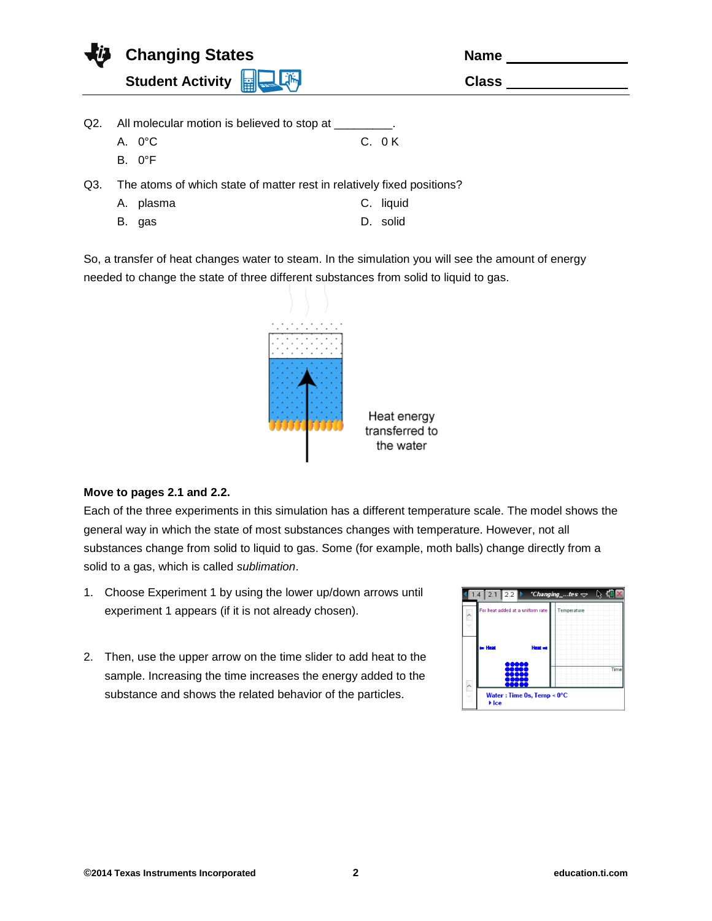Q2. All molecular motion is believed to stop at _________.

A. 0°C
B. 0°F
C. 0 K

Q3. The atoms of which state of matter rest in relatively fixed positions?

A. plasma
B. gas
C. liquid
D. solid

So, a transfer of heat changes water to steam. In the simulation you will see the amount of energy needed to change the state of three different substances from solid to liquid to gas.

Heat energy transferred to the water

**Move to pages 2.1 and 2.2.**

Each of the three experiments in this simulation has a different temperature scale. The model shows the general way in which the state of most substances changes with temperature. However, not all substances change from solid to liquid to gas. Some (for example, moth balls) change directly from a solid to a gas, which is called *sublimation*.

1. Choose Experiment 1 by using the lower up/down arrows until experiment 1 appears (if it is not already chosen).

2. Then, use the upper arrow on the time slider to add heat to the sample. Increasing the time increases the energy added to the substance and shows the related behavior of the particles.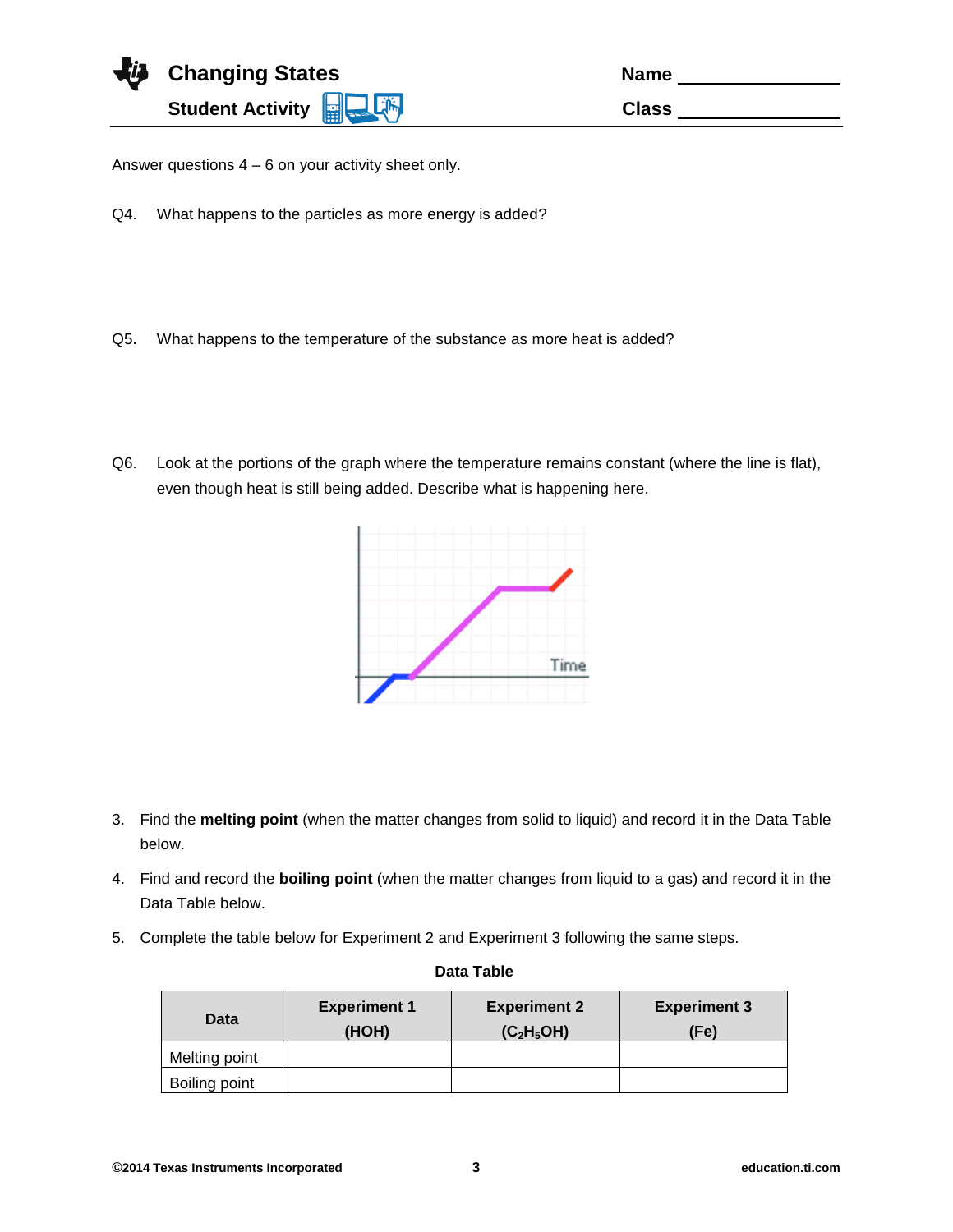Answer questions 4 – 6 on your activity sheet only.

Q4. What happens to the particles as more energy is added?

Q5. What happens to the temperature of the substance as more heat is added?

Q6. Look at the portions of the graph where the temperature remains constant (where the line is flat), even though heat is still being added. Describe what is happening here.

3. Find the **melting point** (when the matter changes from solid to liquid) and record it in the Data Table below.

4. Find and record the **boiling point** (when the matter changes from liquid to a gas) and record it in the Data Table below.

5. Complete the table below for Experiment 2 and Experiment 3 following the same steps.

**Data Table**

| Data | Experiment 1 (HOH) | Experiment 2 ($C_2H_5OH$) | Experiment 3 (Fe) |
|---|---|---|---|
| Melting point | | | |
| Boiling point | | | |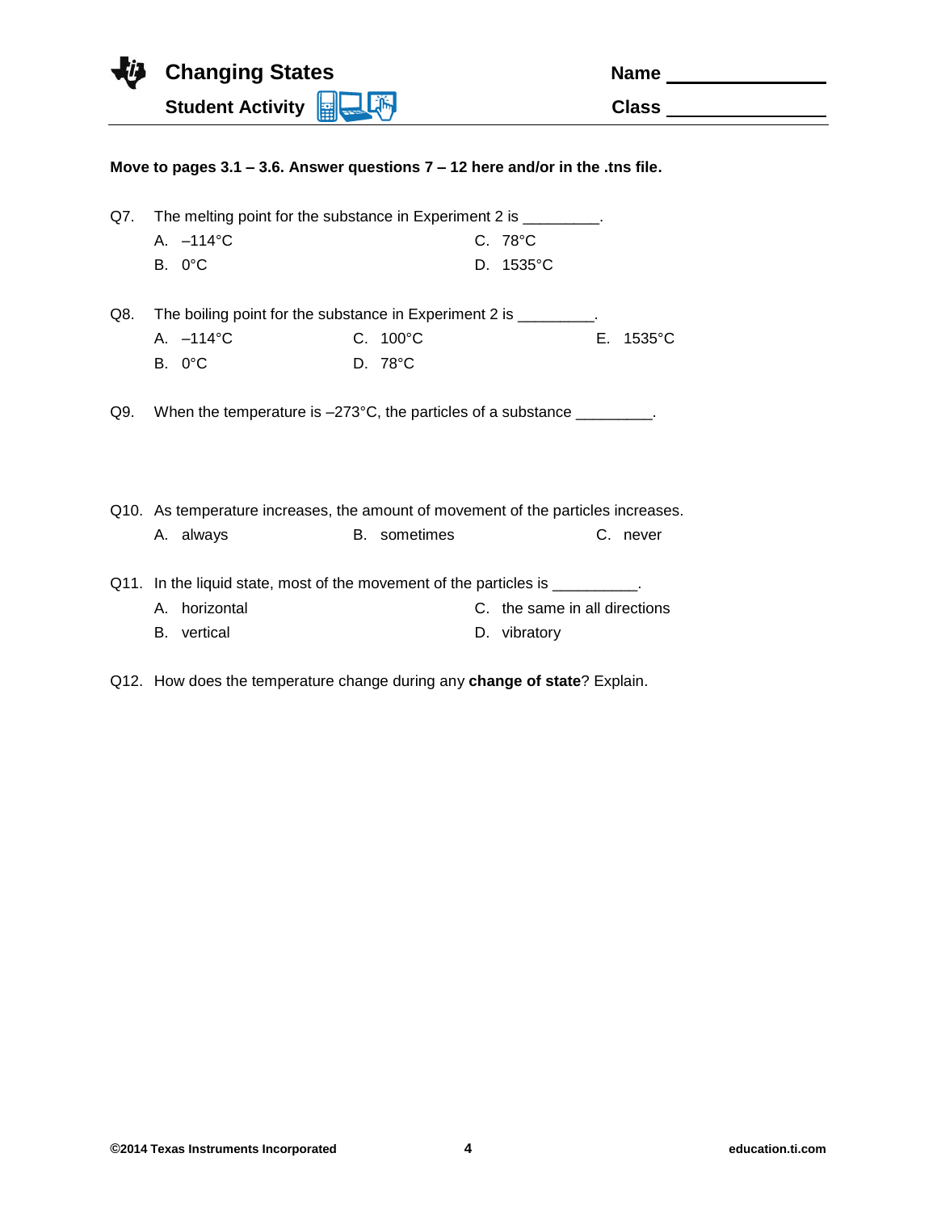**Move to pages 3.1 – 3.6. Answer questions 7 – 12 here and/or in the .tns file.**

Q7. The melting point for the substance in Experiment 2 is _________.

A. –114°C
B. 0°C
C. 78°C
D. 1535°C

Q8. The boiling point for the substance in Experiment 2 is _________.

A. –114°C
B. 0°C
C. 100°C
D. 78°C
E. 1535°C

Q9. When the temperature is –273°C, the particles of a substance _________.

Q10. As temperature increases, the amount of movement of the particles increases.

A. always
B. sometimes
C. never

Q11. In the liquid state, most of the movement of the particles is __________.

A. horizontal
B. vertical
C. the same in all directions
D. vibratory

Q12. How does the temperature change during any **change of state**? Explain.